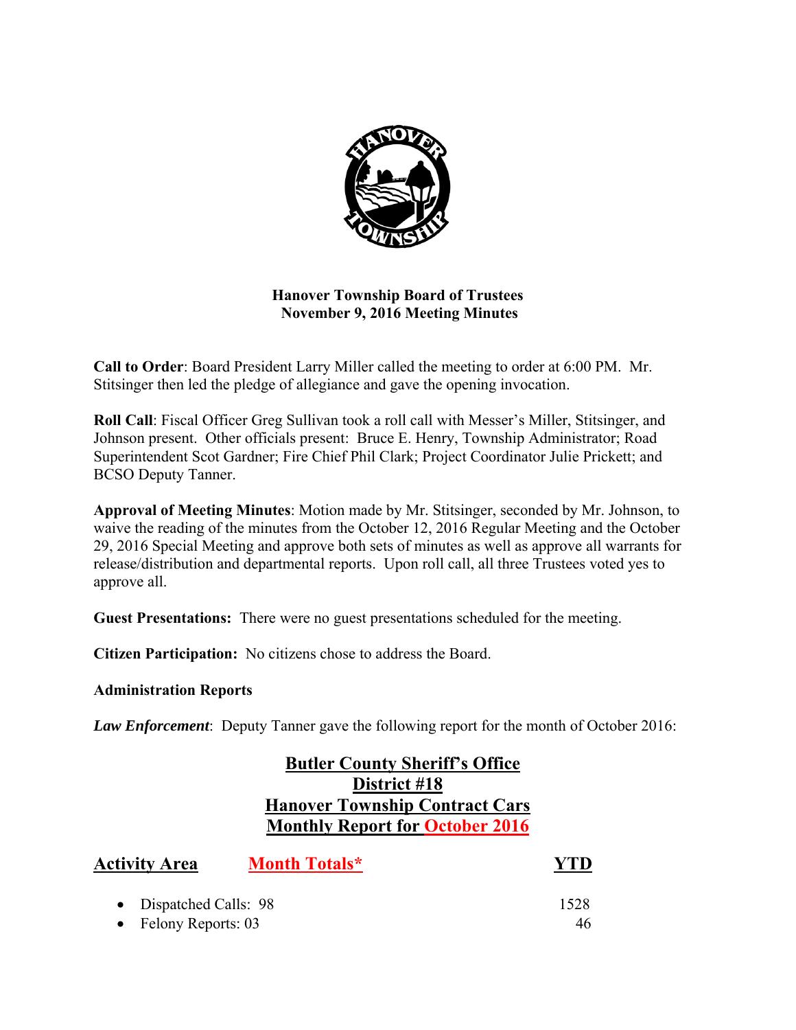# Hanover Township Board of Trustees
## November 9, 2016 Meeting Minutes

**Call to Order**: Board President Larry Miller called the meeting to order at 6:00 PM. Mr. Stitsinger then led the pledge of allegiance and gave the opening invocation.

**Roll Call**: Fiscal Officer Greg Sullivan took a roll call with Messer's Miller, Stitsinger, and Johnson present. Other officials present: Bruce E. Henry, Township Administrator; Road Superintendent Scot Gardner; Fire Chief Phil Clark; Project Coordinator Julie Prickett; and BCSO Deputy Tanner.

**Approval of Meeting Minutes**: Motion made by Mr. Stitsinger, seconded by Mr. Johnson, to waive the reading of the minutes from the October 12, 2016 Regular Meeting and the October 29, 2016 Special Meeting and approve both sets of minutes as well as approve all warrants for release/distribution and departmental reports. Upon roll call, all three Trustees voted yes to approve all.

**Guest Presentations:** There were no guest presentations scheduled for the meeting.

**Citizen Participation:** No citizens chose to address the Board.

**Administration Reports**

***Law Enforcement***: Deputy Tanner gave the following report for the month of October 2016:

**Butler County Sheriff's Office**
**District #18**
**Hanover Township Contract Cars**
**Monthly Report for October 2016**

| Activity Area | Month Totals* | YTD |
|---|---|---|
| Dispatched Calls: | 98 | 1528 |
| Felony Reports: | 03 | 46 |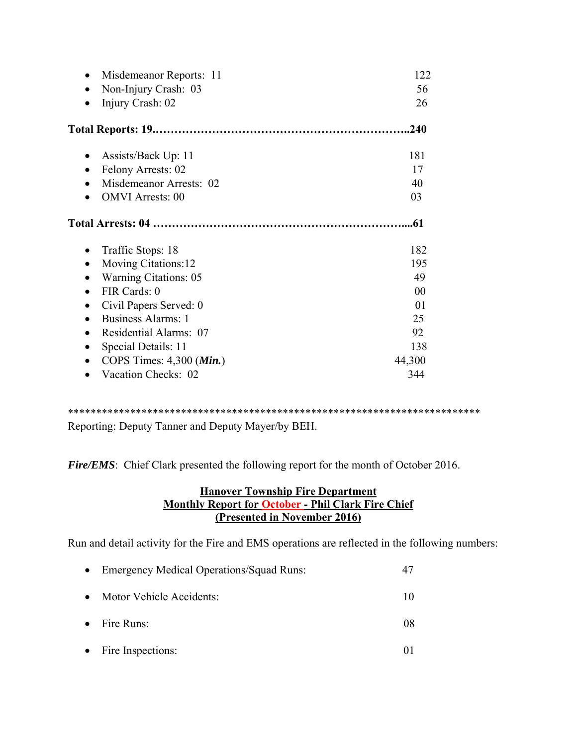- Misdemeanor Reports: 11 122
- Non-Injury Crash: 03 56
- Injury Crash: 02 26

**Total Reports: 19.………………………………………………………..240**

- Assists/Back Up: 11 181
- Felony Arrests: 02 17
- Misdemeanor Arrests: 02 40
- OMVI Arrests: 00 03

**Total Arrests: 04 ……………………………………………………...61**

- Traffic Stops: 18 182
- Moving Citations:12 195
- Warning Citations: 05 49
- FIR Cards: 0 00
- Civil Papers Served: 0 01
- Business Alarms: 1 25
- Residential Alarms: 07 92
- Special Details: 11 138
- COPS Times: 4,300 (***Min.***) 44,300
- Vacation Checks: 02 344

*************************************************************************
Reporting: Deputy Tanner and Deputy Mayer/by BEH.

***Fire/EMS***: Chief Clark presented the following report for the month of October 2016.

**<u>Hanover Township Fire Department</u>**
**<u>Monthly Report for October - Phil Clark Fire Chief</u>**
**<u>(Presented in November 2016)</u>**

Run and detail activity for the Fire and EMS operations are reflected in the following numbers:

- Emergency Medical Operations/Squad Runs: 47
- Motor Vehicle Accidents: 10
- Fire Runs: 08
- Fire Inspections: 01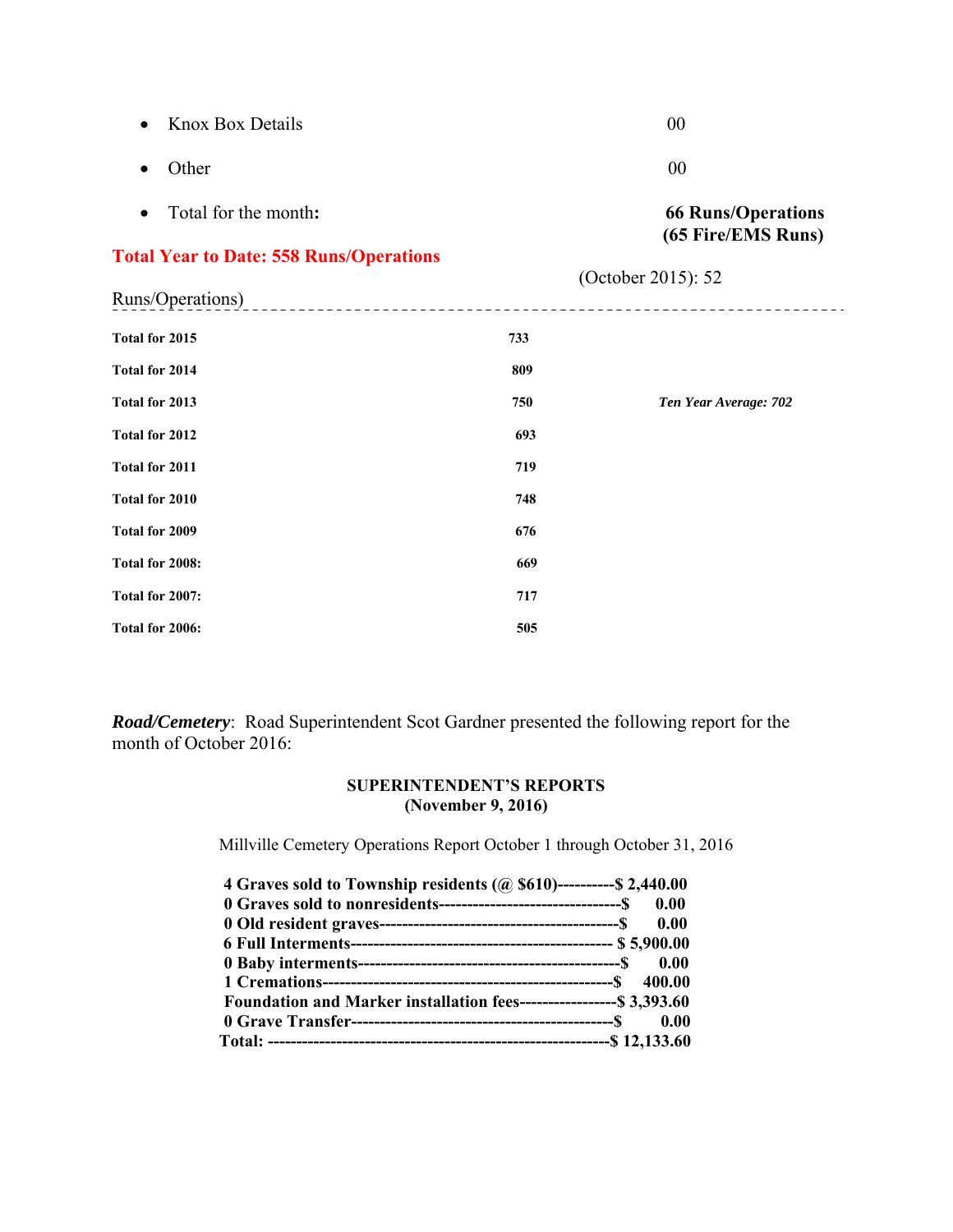- Knox Box Details 00
- Other 00
- Total for the month: **66 Runs/Operations (65 Fire/EMS Runs)**

**Total Year to Date: 558 Runs/Operations**

(October 2015): 52

Runs/Operations)

| | | |
|---|---|---|
| **Total for 2015** | **733** | |
| **Total for 2014** | **809** | |
| **Total for 2013** | **750** | ***Ten Year Average: 702*** |
| **Total for 2012** | **693** | |
| **Total for 2011** | **719** | |
| **Total for 2010** | **748** | |
| **Total for 2009** | **676** | |
| **Total for 2008:** | **669** | |
| **Total for 2007:** | **717** | |
| **Total for 2006:** | **505** | |

***Road/Cemetery***: Road Superintendent Scot Gardner presented the following report for the month of October 2016:

**SUPERINTENDENT'S REPORTS**
**(November 9, 2016)**

Millville Cemetery Operations Report October 1 through October 31, 2016

| | |
|---|---|
| **4 Graves sold to Township residents (@ $610)** | **$ 2,440.00** |
| **0 Graves sold to nonresidents** | **$ 0.00** |
| **0 Old resident graves** | **$ 0.00** |
| **6 Full Interments** | **$ 5,900.00** |
| **0 Baby interments** | **$ 0.00** |
| **1 Cremations** | **$ 400.00** |
| **Foundation and Marker installation fees** | **$ 3,393.60** |
| **0 Grave Transfer** | **$ 0.00** |
| **Total:** | **$ 12,133.60** |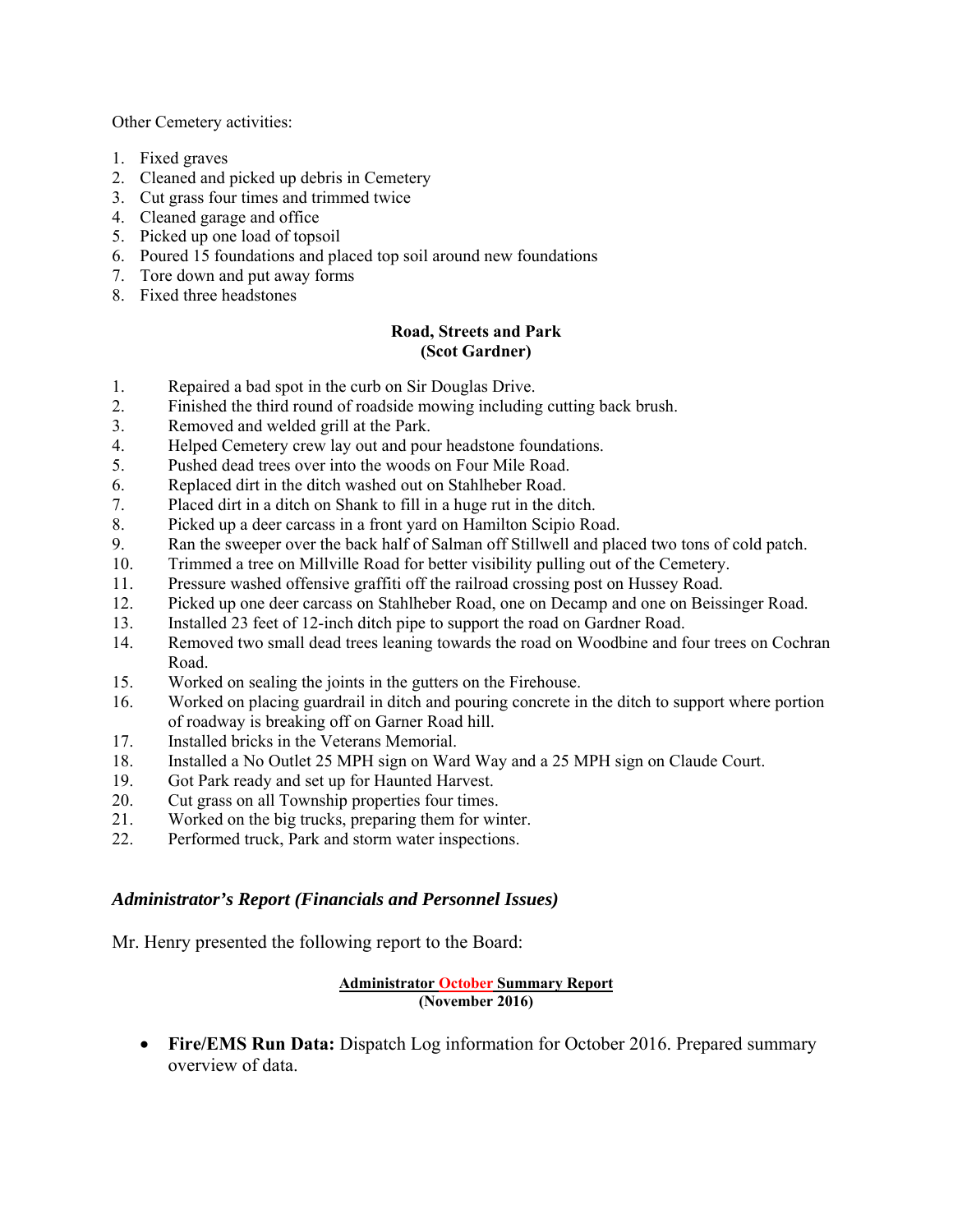Other Cemetery activities:

1. Fixed graves
2. Cleaned and picked up debris in Cemetery
3. Cut grass four times and trimmed twice
4. Cleaned garage and office
5. Picked up one load of topsoil
6. Poured 15 foundations and placed top soil around new foundations
7. Tore down and put away forms
8. Fixed three headstones

**Road, Streets and Park**
**(Scot Gardner)**

1. Repaired a bad spot in the curb on Sir Douglas Drive.
2. Finished the third round of roadside mowing including cutting back brush.
3. Removed and welded grill at the Park.
4. Helped Cemetery crew lay out and pour headstone foundations.
5. Pushed dead trees over into the woods on Four Mile Road.
6. Replaced dirt in the ditch washed out on Stahlheber Road.
7. Placed dirt in a ditch on Shank to fill in a huge rut in the ditch.
8. Picked up a deer carcass in a front yard on Hamilton Scipio Road.
9. Ran the sweeper over the back half of Salman off Stillwell and placed two tons of cold patch.
10. Trimmed a tree on Millville Road for better visibility pulling out of the Cemetery.
11. Pressure washed offensive graffiti off the railroad crossing post on Hussey Road.
12. Picked up one deer carcass on Stahlheber Road, one on Decamp and one on Beissinger Road.
13. Installed 23 feet of 12-inch ditch pipe to support the road on Gardner Road.
14. Removed two small dead trees leaning towards the road on Woodbine and four trees on Cochran Road.
15. Worked on sealing the joints in the gutters on the Firehouse.
16. Worked on placing guardrail in ditch and pouring concrete in the ditch to support where portion of roadway is breaking off on Garner Road hill.
17. Installed bricks in the Veterans Memorial.
18. Installed a No Outlet 25 MPH sign on Ward Way and a 25 MPH sign on Claude Court.
19. Got Park ready and set up for Haunted Harvest.
20. Cut grass on all Township properties four times.
21. Worked on the big trucks, preparing them for winter.
22. Performed truck, Park and storm water inspections.

### *Administrator's Report (Financials and Personnel Issues)*

Mr. Henry presented the following report to the Board:

**Administrator October Summary Report**
**(November 2016)**

- **Fire/EMS Run Data:** Dispatch Log information for October 2016. Prepared summary overview of data.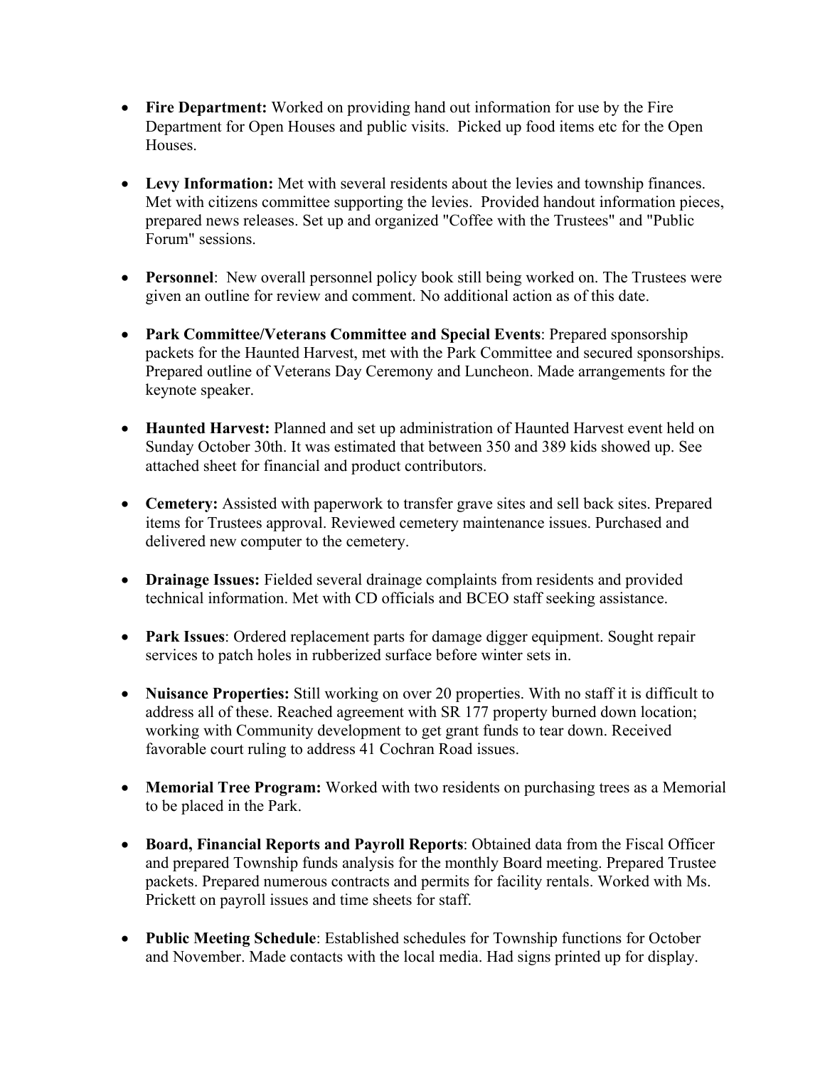- **Fire Department:** Worked on providing hand out information for use by the Fire Department for Open Houses and public visits. Picked up food items etc for the Open Houses.

- **Levy Information:** Met with several residents about the levies and township finances. Met with citizens committee supporting the levies. Provided handout information pieces, prepared news releases. Set up and organized "Coffee with the Trustees" and "Public Forum" sessions.

- **Personnel**: New overall personnel policy book still being worked on. The Trustees were given an outline for review and comment. No additional action as of this date.

- **Park Committee/Veterans Committee and Special Events**: Prepared sponsorship packets for the Haunted Harvest, met with the Park Committee and secured sponsorships. Prepared outline of Veterans Day Ceremony and Luncheon. Made arrangements for the keynote speaker.

- **Haunted Harvest:** Planned and set up administration of Haunted Harvest event held on Sunday October 30th. It was estimated that between 350 and 389 kids showed up. See attached sheet for financial and product contributors.

- **Cemetery:** Assisted with paperwork to transfer grave sites and sell back sites. Prepared items for Trustees approval. Reviewed cemetery maintenance issues. Purchased and delivered new computer to the cemetery.

- **Drainage Issues:** Fielded several drainage complaints from residents and provided technical information. Met with CD officials and BCEO staff seeking assistance.

- **Park Issues**: Ordered replacement parts for damage digger equipment. Sought repair services to patch holes in rubberized surface before winter sets in.

- **Nuisance Properties:** Still working on over 20 properties. With no staff it is difficult to address all of these. Reached agreement with SR 177 property burned down location; working with Community development to get grant funds to tear down. Received favorable court ruling to address 41 Cochran Road issues.

- **Memorial Tree Program:** Worked with two residents on purchasing trees as a Memorial to be placed in the Park.

- **Board, Financial Reports and Payroll Reports**: Obtained data from the Fiscal Officer and prepared Township funds analysis for the monthly Board meeting. Prepared Trustee packets. Prepared numerous contracts and permits for facility rentals. Worked with Ms. Prickett on payroll issues and time sheets for staff.

- **Public Meeting Schedule**: Established schedules for Township functions for October and November. Made contacts with the local media. Had signs printed up for display.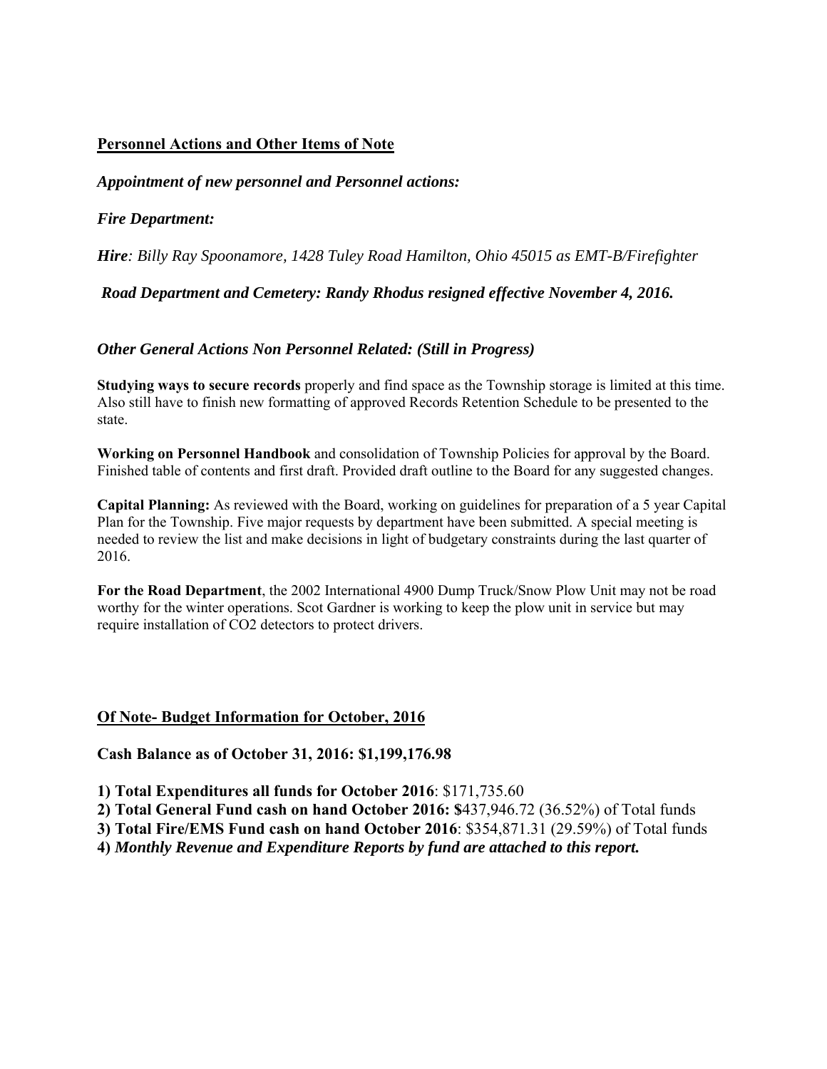## Personnel Actions and Other Items of Note

### *Appointment of new personnel and Personnel actions:*

### *Fire Department:*

***Hire**: Billy Ray Spoonamore, 1428 Tuley Road Hamilton, Ohio 45015 as EMT-B/Firefighter*

***Road Department and Cemetery: Randy Rhodus resigned effective November 4, 2016.***

### *Other General Actions Non Personnel Related: (Still in Progress)*

**Studying ways to secure records** properly and find space as the Township storage is limited at this time. Also still have to finish new formatting of approved Records Retention Schedule to be presented to the state.

**Working on Personnel Handbook** and consolidation of Township Policies for approval by the Board. Finished table of contents and first draft. Provided draft outline to the Board for any suggested changes.

**Capital Planning:** As reviewed with the Board, working on guidelines for preparation of a 5 year Capital Plan for the Township. Five major requests by department have been submitted. A special meeting is needed to review the list and make decisions in light of budgetary constraints during the last quarter of 2016.

**For the Road Department**, the 2002 International 4900 Dump Truck/Snow Plow Unit may not be road worthy for the winter operations. Scot Gardner is working to keep the plow unit in service but may require installation of $CO_2$ detectors to protect drivers.

## Of Note- Budget Information for October, 2016

**Cash Balance as of October 31, 2016: $1,199,176.98**

**1) Total Expenditures all funds for October 2016**: $171,735.60
**2) Total General Fund cash on hand October 2016: $**437,946.72 (36.52%) of Total funds
**3) Total Fire/EMS Fund cash on hand October 2016**: $354,871.31 (29.59%) of Total funds
**4)** ***Monthly Revenue and Expenditure Reports by fund are attached to this report.***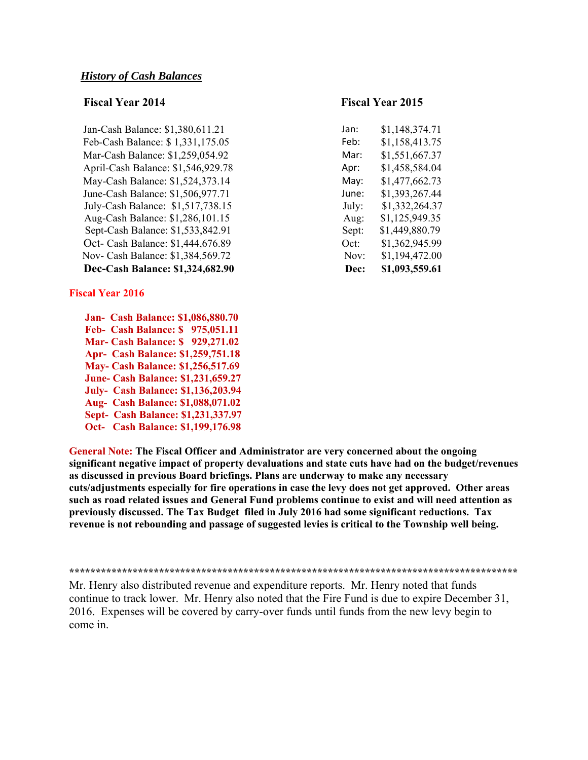***History of Cash Balances***

**Fiscal Year 2014**

Jan-Cash Balance: $1,380,611.21
Feb-Cash Balance: $ 1,331,175.05
Mar-Cash Balance: $1,259,054.92
April-Cash Balance: $1,546,929.78
May-Cash Balance: $1,524,373.14
June-Cash Balance: $1,506,977.71
July-Cash Balance: $1,517,738.15
Aug-Cash Balance: $1,286,101.15
Sept-Cash Balance: $1,533,842.91
Oct- Cash Balance: $1,444,676.89
Nov- Cash Balance: $1,384,569.72
**Dec-Cash Balance: $1,324,682.90**

**Fiscal Year 2015**

| | |
|---|---|
| Jan: | $1,148,374.71 |
| Feb: | $1,158,413.75 |
| Mar: | $1,551,667.37 |
| Apr: | $1,458,584.04 |
| May: | $1,477,662.73 |
| June: | $1,393,267.44 |
| July: | $1,332,264.37 |
| Aug: | $1,125,949.35 |
| Sept: | $1,449,880.79 |
| Oct: | $1,362,945.99 |
| Nov: | $1,194,472.00 |
| **Dec:** | **$1,093,559.61** |

**Fiscal Year 2016**

**Jan- Cash Balance: $1,086,880.70**
**Feb- Cash Balance: $ 975,051.11**
**Mar- Cash Balance: $ 929,271.02**
**Apr- Cash Balance: $1,259,751.18**
**May- Cash Balance: $1,256,517.69**
**June- Cash Balance: $1,231,659.27**
**July- Cash Balance: $1,136,203.94**
**Aug- Cash Balance: $1,088,071.02**
**Sept- Cash Balance: $1,231,337.97**
**Oct- Cash Balance: $1,199,176.98**

**General Note: The Fiscal Officer and Administrator are very concerned about the ongoing significant negative impact of property devaluations and state cuts have had on the budget/revenues as discussed in previous Board briefings. Plans are underway to make any necessary cuts/adjustments especially for fire operations in case the levy does not get approved. Other areas such as road related issues and General Fund problems continue to exist and will need attention as previously discussed. The Tax Budget filed in July 2016 had some significant reductions. Tax revenue is not rebounding and passage of suggested levies is critical to the Township well being.**

**************************************************************************************

Mr. Henry also distributed revenue and expenditure reports. Mr. Henry noted that funds continue to track lower. Mr. Henry also noted that the Fire Fund is due to expire December 31, 2016. Expenses will be covered by carry-over funds until funds from the new levy begin to come in.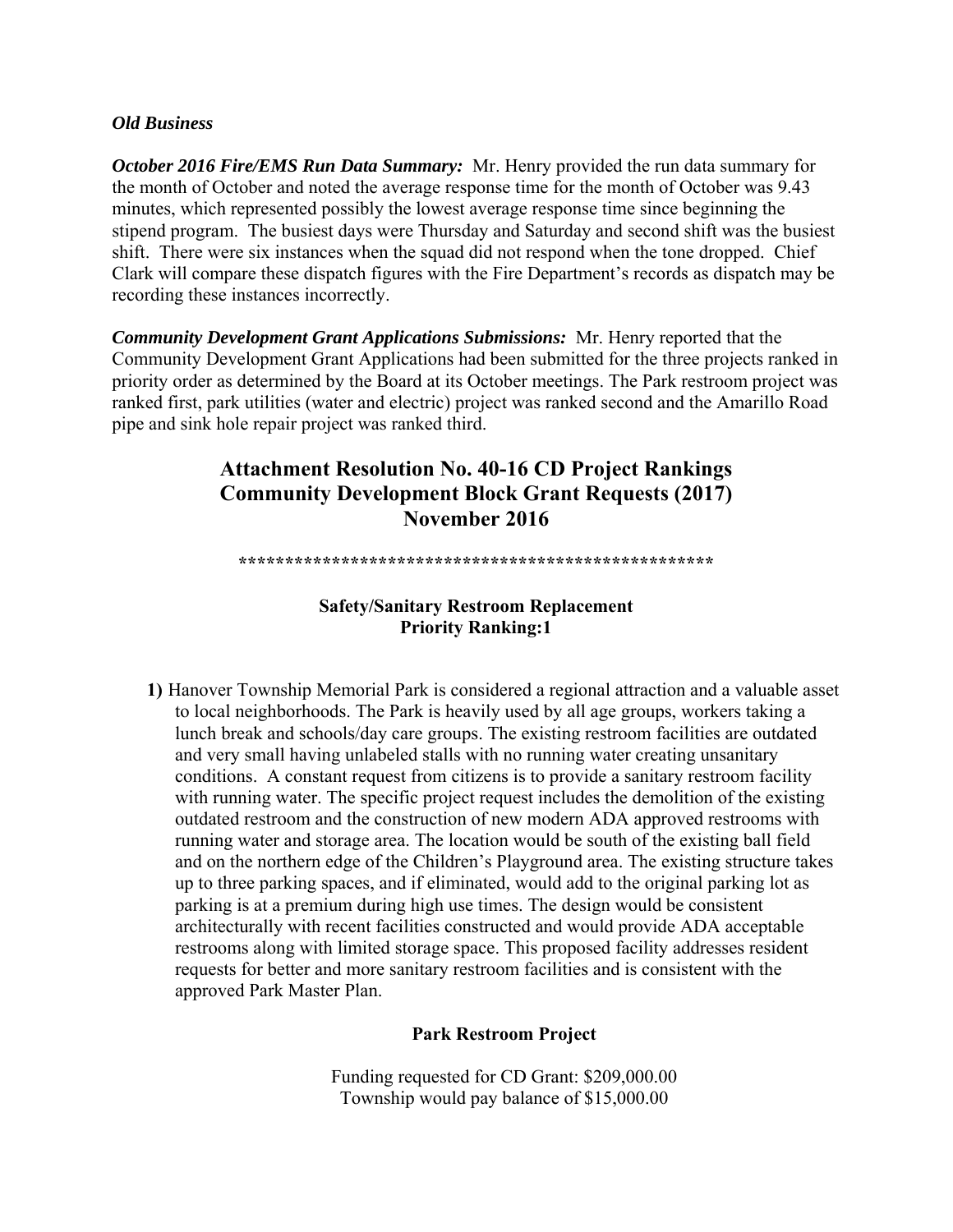***Old Business***

***October 2016 Fire/EMS Run Data Summary:*** Mr. Henry provided the run data summary for the month of October and noted the average response time for the month of October was 9.43 minutes, which represented possibly the lowest average response time since beginning the stipend program. The busiest days were Thursday and Saturday and second shift was the busiest shift. There were six instances when the squad did not respond when the tone dropped. Chief Clark will compare these dispatch figures with the Fire Department's records as dispatch may be recording these instances incorrectly.

***Community Development Grant Applications Submissions:*** Mr. Henry reported that the Community Development Grant Applications had been submitted for the three projects ranked in priority order as determined by the Board at its October meetings. The Park restroom project was ranked first, park utilities (water and electric) project was ranked second and the Amarillo Road pipe and sink hole repair project was ranked third.

## Attachment Resolution No. 40-16 CD Project Rankings
## Community Development Block Grant Requests (2017)
## November 2016

***************************************************

### Safety/Sanitary Restroom Replacement
### Priority Ranking:1

**1)** Hanover Township Memorial Park is considered a regional attraction and a valuable asset to local neighborhoods. The Park is heavily used by all age groups, workers taking a lunch break and schools/day care groups. The existing restroom facilities are outdated and very small having unlabeled stalls with no running water creating unsanitary conditions. A constant request from citizens is to provide a sanitary restroom facility with running water. The specific project request includes the demolition of the existing outdated restroom and the construction of new modern ADA approved restrooms with running water and storage area. The location would be south of the existing ball field and on the northern edge of the Children's Playground area. The existing structure takes up to three parking spaces, and if eliminated, would add to the original parking lot as parking is at a premium during high use times. The design would be consistent architecturally with recent facilities constructed and would provide ADA acceptable restrooms along with limited storage space. This proposed facility addresses resident requests for better and more sanitary restroom facilities and is consistent with the approved Park Master Plan.

**Park Restroom Project**

Funding requested for CD Grant: $209,000.00
Township would pay balance of $15,000.00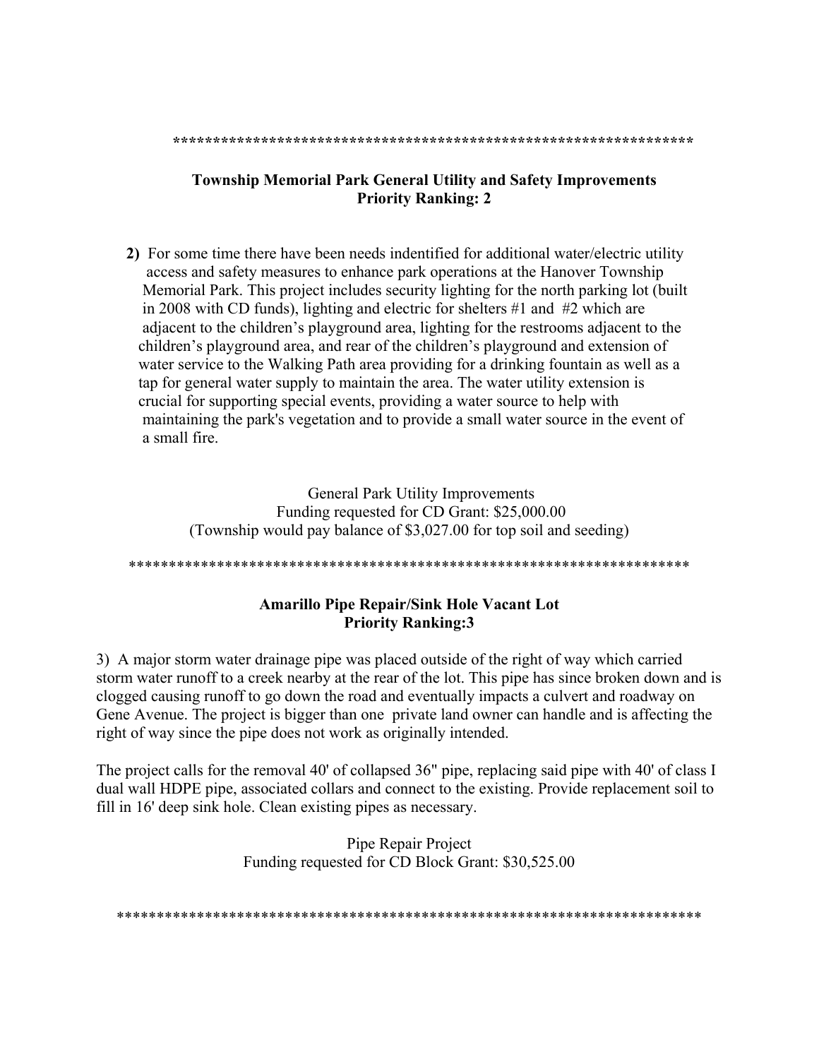*****************************************************************

**Township Memorial Park General Utility and Safety Improvements**
**Priority Ranking: 2**

**2)** For some time there have been needs indentified for additional water/electric utility access and safety measures to enhance park operations at the Hanover Township Memorial Park. This project includes security lighting for the north parking lot (built in 2008 with CD funds), lighting and electric for shelters #1 and #2 which are adjacent to the children's playground area, lighting for the restrooms adjacent to the children's playground area, and rear of the children's playground and extension of water service to the Walking Path area providing for a drinking fountain as well as a tap for general water supply to maintain the area. The water utility extension is crucial for supporting special events, providing a water source to help with maintaining the park's vegetation and to provide a small water source in the event of a small fire.

General Park Utility Improvements
Funding requested for CD Grant: $25,000.00
(Township would pay balance of $3,027.00 for top soil and seeding)

*****************************************************************

**Amarillo Pipe Repair/Sink Hole Vacant Lot**
**Priority Ranking:3**

3) A major storm water drainage pipe was placed outside of the right of way which carried storm water runoff to a creek nearby at the rear of the lot. This pipe has since broken down and is clogged causing runoff to go down the road and eventually impacts a culvert and roadway on Gene Avenue. The project is bigger than one private land owner can handle and is affecting the right of way since the pipe does not work as originally intended.

The project calls for the removal 40' of collapsed 36" pipe, replacing said pipe with 40' of class I dual wall HDPE pipe, associated collars and connect to the existing. Provide replacement soil to fill in 16' deep sink hole. Clean existing pipes as necessary.

Pipe Repair Project
Funding requested for CD Block Grant: $30,525.00

*****************************************************************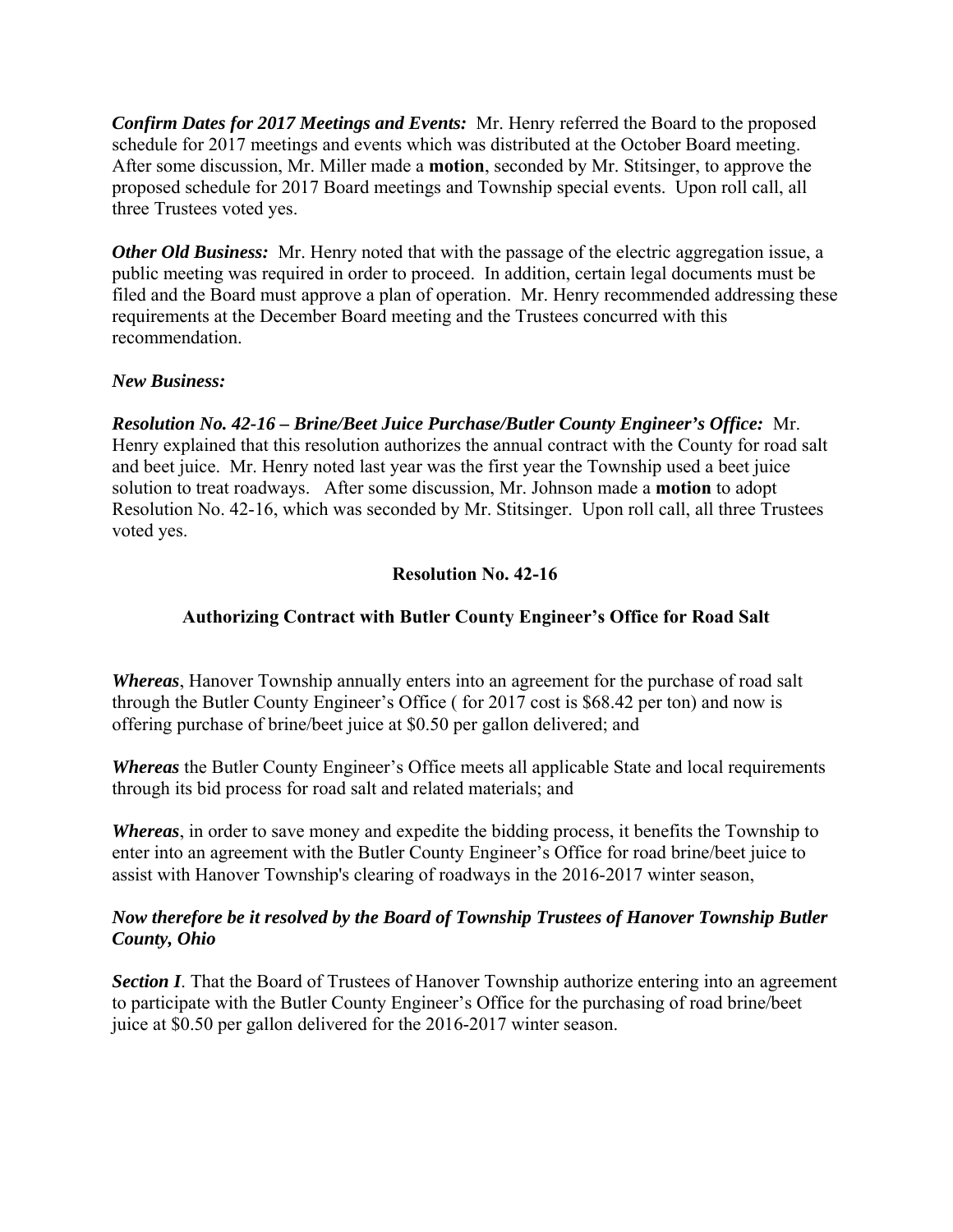***Confirm Dates for 2017 Meetings and Events:*** Mr. Henry referred the Board to the proposed schedule for 2017 meetings and events which was distributed at the October Board meeting. After some discussion, Mr. Miller made a **motion**, seconded by Mr. Stitsinger, to approve the proposed schedule for 2017 Board meetings and Township special events. Upon roll call, all three Trustees voted yes.

***Other Old Business:*** Mr. Henry noted that with the passage of the electric aggregation issue, a public meeting was required in order to proceed. In addition, certain legal documents must be filed and the Board must approve a plan of operation. Mr. Henry recommended addressing these requirements at the December Board meeting and the Trustees concurred with this recommendation.

***New Business:***

***Resolution No. 42-16 – Brine/Beet Juice Purchase/Butler County Engineer's Office:*** Mr. Henry explained that this resolution authorizes the annual contract with the County for road salt and beet juice. Mr. Henry noted last year was the first year the Township used a beet juice solution to treat roadways. After some discussion, Mr. Johnson made a **motion** to adopt Resolution No. 42-16, which was seconded by Mr. Stitsinger. Upon roll call, all three Trustees voted yes.

**Resolution No. 42-16**

**Authorizing Contract with Butler County Engineer's Office for Road Salt**

***Whereas***, Hanover Township annually enters into an agreement for the purchase of road salt through the Butler County Engineer's Office ( for 2017 cost is $68.42 per ton) and now is offering purchase of brine/beet juice at $0.50 per gallon delivered; and

***Whereas*** the Butler County Engineer's Office meets all applicable State and local requirements through its bid process for road salt and related materials; and

***Whereas***, in order to save money and expedite the bidding process, it benefits the Township to enter into an agreement with the Butler County Engineer's Office for road brine/beet juice to assist with Hanover Township's clearing of roadways in the 2016-2017 winter season,

***Now therefore be it resolved by the Board of Township Trustees of Hanover Township Butler County, Ohio***

***Section I***. That the Board of Trustees of Hanover Township authorize entering into an agreement to participate with the Butler County Engineer's Office for the purchasing of road brine/beet juice at $0.50 per gallon delivered for the 2016-2017 winter season.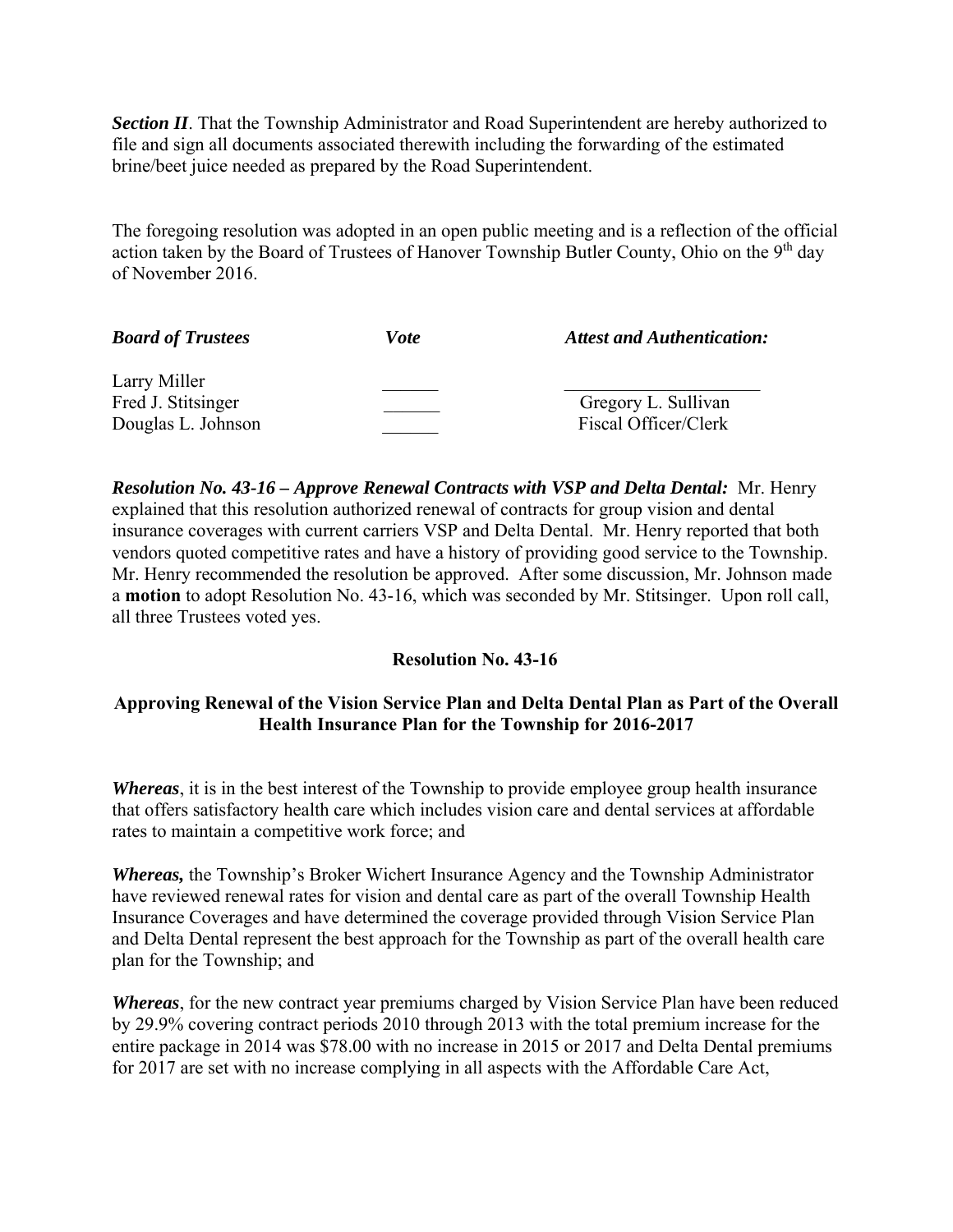***Section II***. That the Township Administrator and Road Superintendent are hereby authorized to file and sign all documents associated therewith including the forwarding of the estimated brine/beet juice needed as prepared by the Road Superintendent.

The foregoing resolution was adopted in an open public meeting and is a reflection of the official action taken by the Board of Trustees of Hanover Township Butler County, Ohio on the 9th day of November 2016.

| ***Board of Trustees*** | ***Vote*** | ***Attest and Authentication:*** |
|---|---|---|
| Larry Miller | ______ | ____________________ |
| Fred J. Stitsinger | ______ | Gregory L. Sullivan |
| Douglas L. Johnson | ______ | Fiscal Officer/Clerk |

***Resolution No. 43-16 – Approve Renewal Contracts with VSP and Delta Dental:*** Mr. Henry explained that this resolution authorized renewal of contracts for group vision and dental insurance coverages with current carriers VSP and Delta Dental. Mr. Henry reported that both vendors quoted competitive rates and have a history of providing good service to the Township. Mr. Henry recommended the resolution be approved. After some discussion, Mr. Johnson made a **motion** to adopt Resolution No. 43-16, which was seconded by Mr. Stitsinger. Upon roll call, all three Trustees voted yes.

**Resolution No. 43-16**

**Approving Renewal of the Vision Service Plan and Delta Dental Plan as Part of the Overall Health Insurance Plan for the Township for 2016-2017**

***Whereas***, it is in the best interest of the Township to provide employee group health insurance that offers satisfactory health care which includes vision care and dental services at affordable rates to maintain a competitive work force; and

***Whereas,*** the Township's Broker Wichert Insurance Agency and the Township Administrator have reviewed renewal rates for vision and dental care as part of the overall Township Health Insurance Coverages and have determined the coverage provided through Vision Service Plan and Delta Dental represent the best approach for the Township as part of the overall health care plan for the Township; and

***Whereas***, for the new contract year premiums charged by Vision Service Plan have been reduced by 29.9% covering contract periods 2010 through 2013 with the total premium increase for the entire package in 2014 was $78.00 with no increase in 2015 or 2017 and Delta Dental premiums for 2017 are set with no increase complying in all aspects with the Affordable Care Act,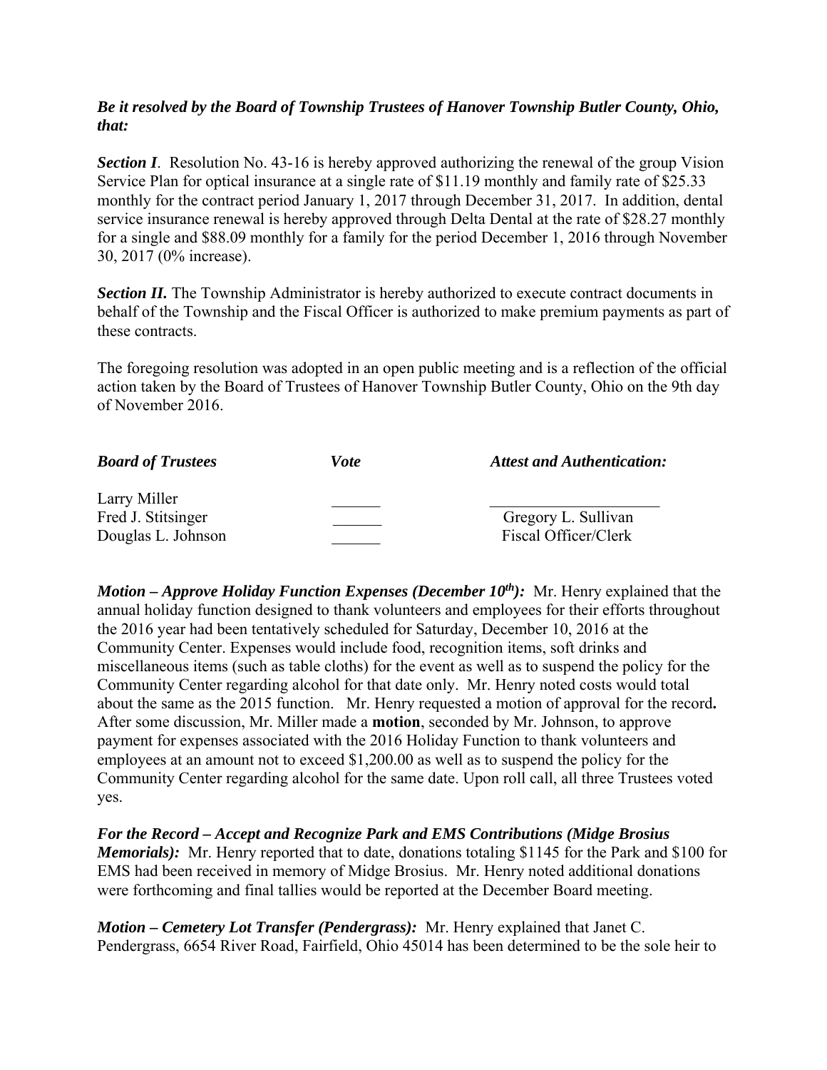***Be it resolved by the Board of Township Trustees of Hanover Township Butler County, Ohio, that:***

***Section I***. Resolution No. 43-16 is hereby approved authorizing the renewal of the group Vision Service Plan for optical insurance at a single rate of $11.19 monthly and family rate of $25.33 monthly for the contract period January 1, 2017 through December 31, 2017. In addition, dental service insurance renewal is hereby approved through Delta Dental at the rate of $28.27 monthly for a single and $88.09 monthly for a family for the period December 1, 2016 through November 30, 2017 (0% increase).

***Section II.*** The Township Administrator is hereby authorized to execute contract documents in behalf of the Township and the Fiscal Officer is authorized to make premium payments as part of these contracts.

The foregoing resolution was adopted in an open public meeting and is a reflection of the official action taken by the Board of Trustees of Hanover Township Butler County, Ohio on the 9th day of November 2016.

| ***Board of Trustees*** | ***Vote*** | ***Attest and Authentication:*** |
|---|---|---|
| Larry Miller | ______ | ____________________ |
| Fred J. Stitsinger | ______ | Gregory L. Sullivan |
| Douglas L. Johnson | ______ | Fiscal Officer/Clerk |

***Motion – Approve Holiday Function Expenses (December 10th):*** Mr. Henry explained that the annual holiday function designed to thank volunteers and employees for their efforts throughout the 2016 year had been tentatively scheduled for Saturday, December 10, 2016 at the Community Center. Expenses would include food, recognition items, soft drinks and miscellaneous items (such as table cloths) for the event as well as to suspend the policy for the Community Center regarding alcohol for that date only. Mr. Henry noted costs would total about the same as the 2015 function. Mr. Henry requested a motion of approval for the record**.** After some discussion, Mr. Miller made a **motion**, seconded by Mr. Johnson, to approve payment for expenses associated with the 2016 Holiday Function to thank volunteers and employees at an amount not to exceed $1,200.00 as well as to suspend the policy for the Community Center regarding alcohol for the same date. Upon roll call, all three Trustees voted yes.

***For the Record – Accept and Recognize Park and EMS Contributions (Midge Brosius Memorials):*** Mr. Henry reported that to date, donations totaling $1145 for the Park and $100 for EMS had been received in memory of Midge Brosius. Mr. Henry noted additional donations were forthcoming and final tallies would be reported at the December Board meeting.

***Motion – Cemetery Lot Transfer (Pendergrass):*** Mr. Henry explained that Janet C. Pendergrass, 6654 River Road, Fairfield, Ohio 45014 has been determined to be the sole heir to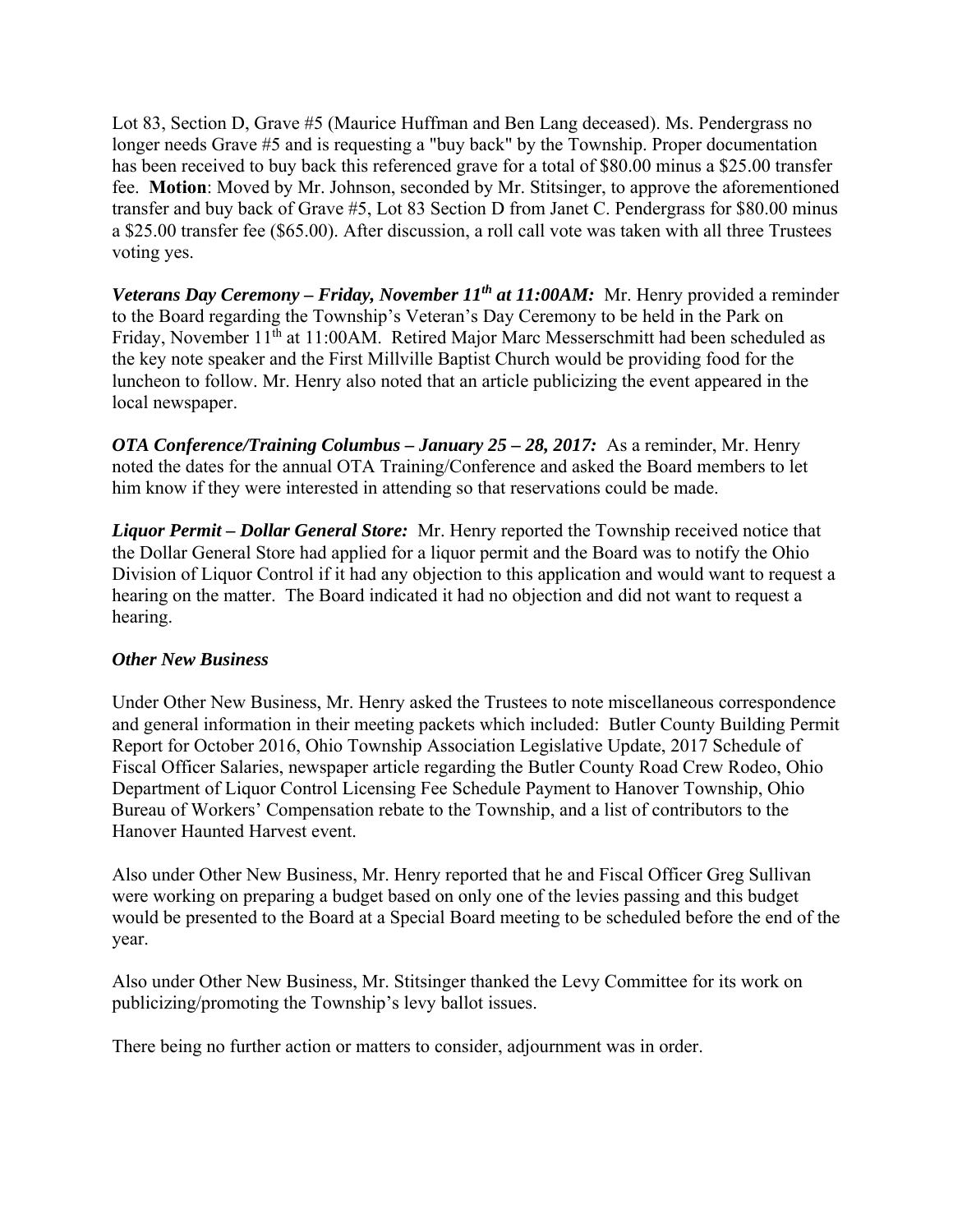Lot 83, Section D, Grave #5 (Maurice Huffman and Ben Lang deceased). Ms. Pendergrass no longer needs Grave #5 and is requesting a "buy back" by the Township. Proper documentation has been received to buy back this referenced grave for a total of $80.00 minus a $25.00 transfer fee. **Motion**: Moved by Mr. Johnson, seconded by Mr. Stitsinger, to approve the aforementioned transfer and buy back of Grave #5, Lot 83 Section D from Janet C. Pendergrass for $80.00 minus a $25.00 transfer fee ($65.00). After discussion, a roll call vote was taken with all three Trustees voting yes.

***Veterans Day Ceremony – Friday, November 11th at 11:00AM:*** Mr. Henry provided a reminder to the Board regarding the Township's Veteran's Day Ceremony to be held in the Park on Friday, November 11th at 11:00AM. Retired Major Marc Messerschmitt had been scheduled as the key note speaker and the First Millville Baptist Church would be providing food for the luncheon to follow. Mr. Henry also noted that an article publicizing the event appeared in the local newspaper.

***OTA Conference/Training Columbus – January 25 – 28, 2017:*** As a reminder, Mr. Henry noted the dates for the annual OTA Training/Conference and asked the Board members to let him know if they were interested in attending so that reservations could be made.

***Liquor Permit – Dollar General Store:*** Mr. Henry reported the Township received notice that the Dollar General Store had applied for a liquor permit and the Board was to notify the Ohio Division of Liquor Control if it had any objection to this application and would want to request a hearing on the matter. The Board indicated it had no objection and did not want to request a hearing.

***Other New Business***

Under Other New Business, Mr. Henry asked the Trustees to note miscellaneous correspondence and general information in their meeting packets which included: Butler County Building Permit Report for October 2016, Ohio Township Association Legislative Update, 2017 Schedule of Fiscal Officer Salaries, newspaper article regarding the Butler County Road Crew Rodeo, Ohio Department of Liquor Control Licensing Fee Schedule Payment to Hanover Township, Ohio Bureau of Workers' Compensation rebate to the Township, and a list of contributors to the Hanover Haunted Harvest event.

Also under Other New Business, Mr. Henry reported that he and Fiscal Officer Greg Sullivan were working on preparing a budget based on only one of the levies passing and this budget would be presented to the Board at a Special Board meeting to be scheduled before the end of the year.

Also under Other New Business, Mr. Stitsinger thanked the Levy Committee for its work on publicizing/promoting the Township's levy ballot issues.

There being no further action or matters to consider, adjournment was in order.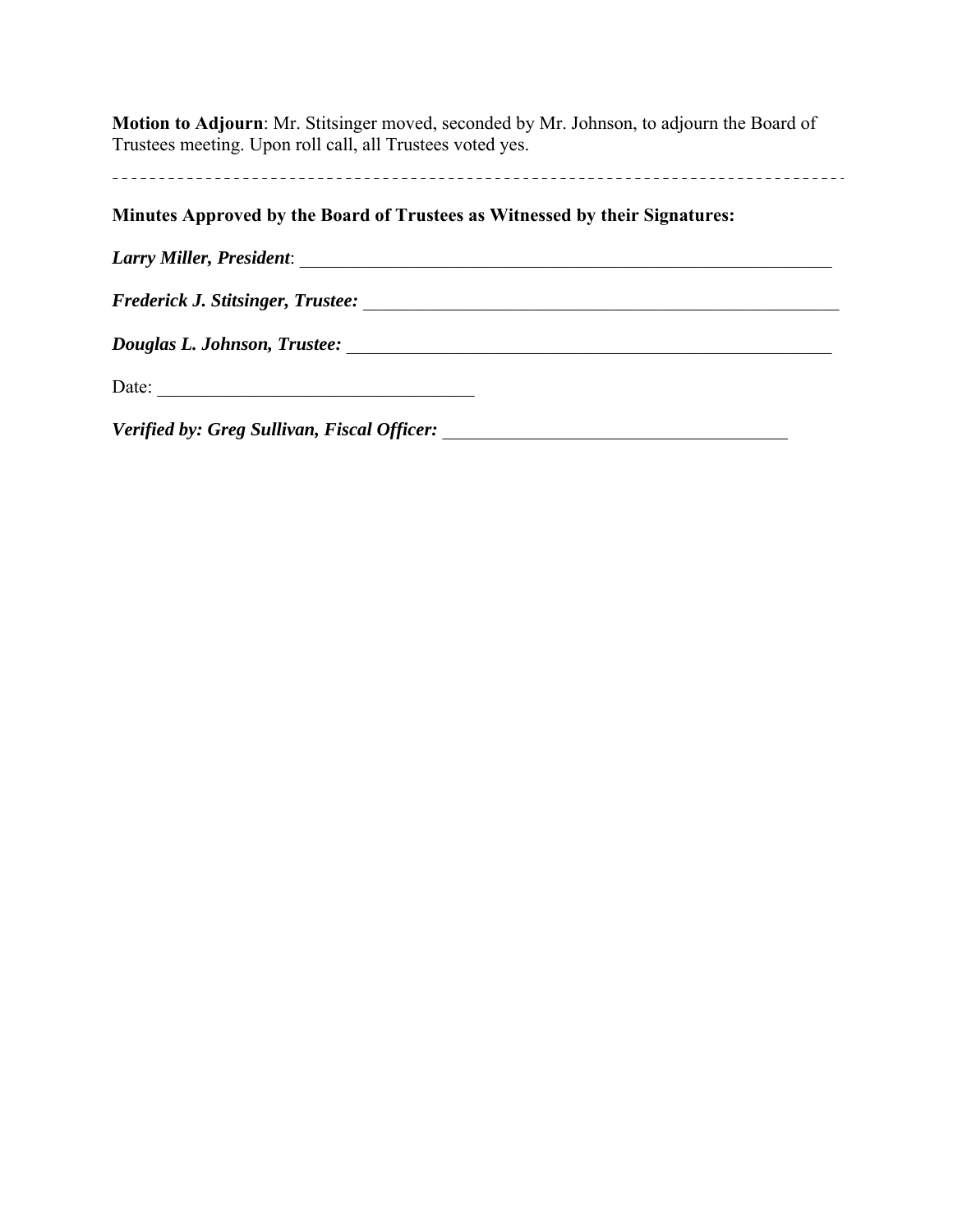**Motion to Adjourn**: Mr. Stitsinger moved, seconded by Mr. Johnson, to adjourn the Board of Trustees meeting. Upon roll call, all Trustees voted yes.

---

**Minutes Approved by the Board of Trustees as Witnessed by their Signatures:**

***Larry Miller, President***: ____________________________________________________________

***Frederick J. Stitsinger, Trustee:*** ______________________________________________________

***Douglas L. Johnson, Trustee:*** _______________________________________________________

Date: ____________________________________

***Verified by: Greg Sullivan, Fiscal Officer:*** _______________________________________